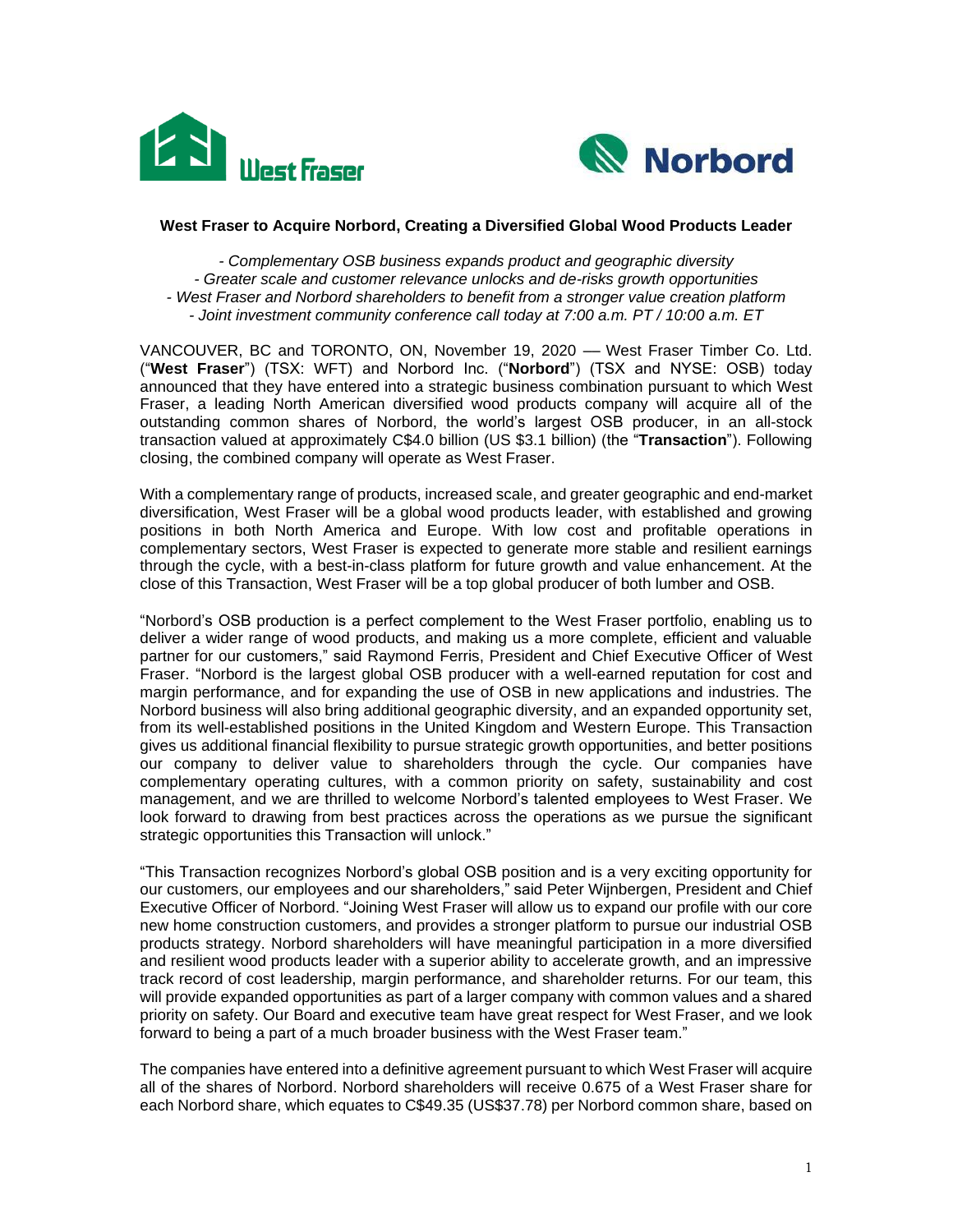# West Fraser to Acquire Norbord, Creating a Diversified Global Wood Products Leader

*- Complementary OSB business expands product and geographic diversity*
*- Greater scale and customer relevance unlocks and de-risks growth opportunities*
*- West Fraser and Norbord shareholders to benefit from a stronger value creation platform*
*- Joint investment community conference call today at 7:00 a.m. PT / 10:00 a.m. ET*

VANCOUVER, BC and TORONTO, ON, November 19, 2020 — West Fraser Timber Co. Ltd. ("**West Fraser**") (TSX: WFT) and Norbord Inc. ("**Norbord**") (TSX and NYSE: OSB) today announced that they have entered into a strategic business combination pursuant to which West Fraser, a leading North American diversified wood products company will acquire all of the outstanding common shares of Norbord, the world's largest OSB producer, in an all-stock transaction valued at approximately C$4.0 billion (US $3.1 billion) (the "**Transaction**"). Following closing, the combined company will operate as West Fraser.

With a complementary range of products, increased scale, and greater geographic and end-market diversification, West Fraser will be a global wood products leader, with established and growing positions in both North America and Europe. With low cost and profitable operations in complementary sectors, West Fraser is expected to generate more stable and resilient earnings through the cycle, with a best-in-class platform for future growth and value enhancement. At the close of this Transaction, West Fraser will be a top global producer of both lumber and OSB.

"Norbord's OSB production is a perfect complement to the West Fraser portfolio, enabling us to deliver a wider range of wood products, and making us a more complete, efficient and valuable partner for our customers," said Raymond Ferris, President and Chief Executive Officer of West Fraser. "Norbord is the largest global OSB producer with a well-earned reputation for cost and margin performance, and for expanding the use of OSB in new applications and industries. The Norbord business will also bring additional geographic diversity, and an expanded opportunity set, from its well-established positions in the United Kingdom and Western Europe. This Transaction gives us additional financial flexibility to pursue strategic growth opportunities, and better positions our company to deliver value to shareholders through the cycle. Our companies have complementary operating cultures, with a common priority on safety, sustainability and cost management, and we are thrilled to welcome Norbord's talented employees to West Fraser. We look forward to drawing from best practices across the operations as we pursue the significant strategic opportunities this Transaction will unlock."

"This Transaction recognizes Norbord's global OSB position and is a very exciting opportunity for our customers, our employees and our shareholders," said Peter Wijnbergen, President and Chief Executive Officer of Norbord. "Joining West Fraser will allow us to expand our profile with our core new home construction customers, and provides a stronger platform to pursue our industrial OSB products strategy. Norbord shareholders will have meaningful participation in a more diversified and resilient wood products leader with a superior ability to accelerate growth, and an impressive track record of cost leadership, margin performance, and shareholder returns. For our team, this will provide expanded opportunities as part of a larger company with common values and a shared priority on safety. Our Board and executive team have great respect for West Fraser, and we look forward to being a part of a much broader business with the West Fraser team."

The companies have entered into a definitive agreement pursuant to which West Fraser will acquire all of the shares of Norbord. Norbord shareholders will receive 0.675 of a West Fraser share for each Norbord share, which equates to C$49.35 (US$37.78) per Norbord common share, based on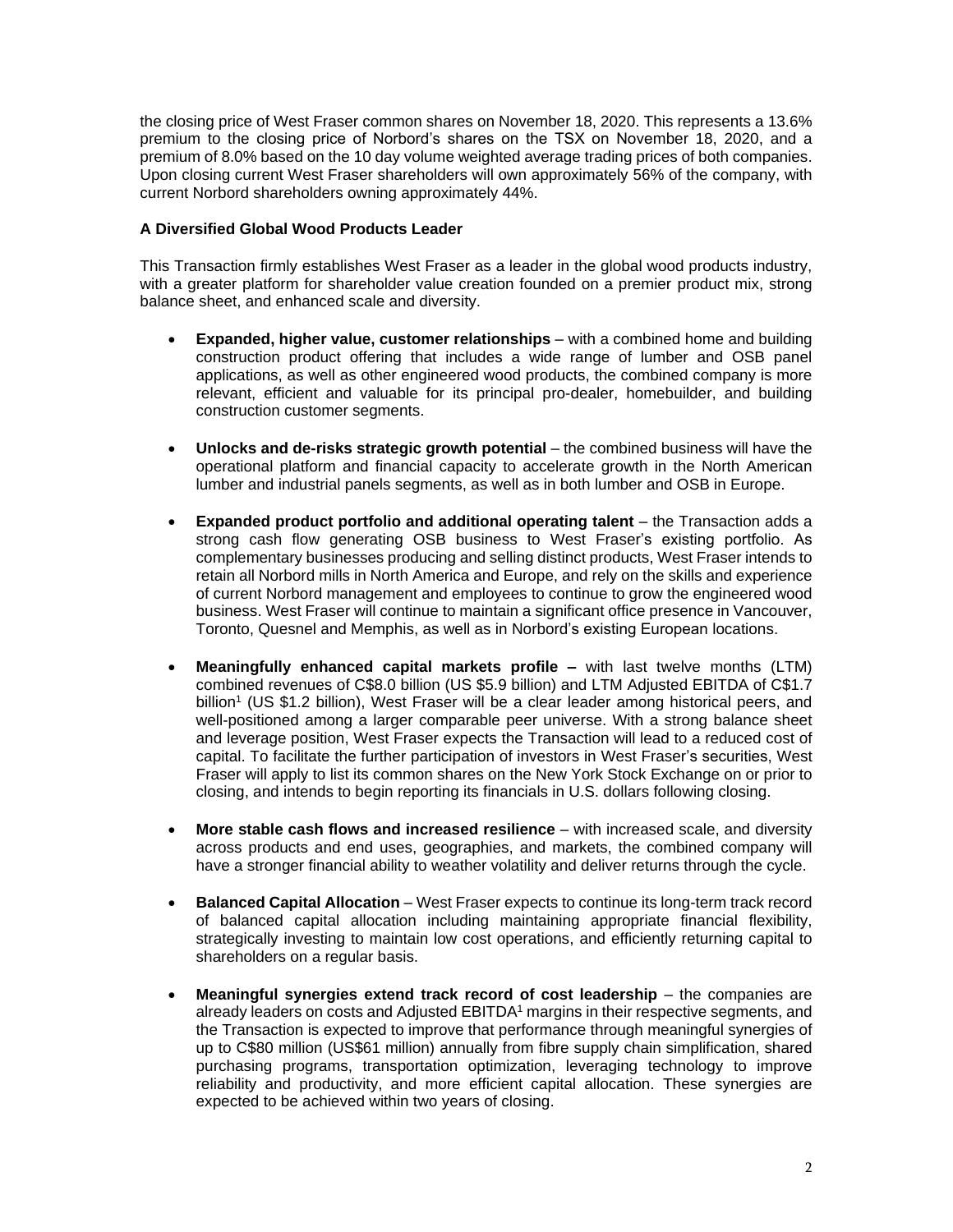the closing price of West Fraser common shares on November 18, 2020. This represents a 13.6% premium to the closing price of Norbord's shares on the TSX on November 18, 2020, and a premium of 8.0% based on the 10 day volume weighted average trading prices of both companies. Upon closing current West Fraser shareholders will own approximately 56% of the company, with current Norbord shareholders owning approximately 44%.

**A Diversified Global Wood Products Leader**

This Transaction firmly establishes West Fraser as a leader in the global wood products industry, with a greater platform for shareholder value creation founded on a premier product mix, strong balance sheet, and enhanced scale and diversity.

- **Expanded, higher value, customer relationships** – with a combined home and building construction product offering that includes a wide range of lumber and OSB panel applications, as well as other engineered wood products, the combined company is more relevant, efficient and valuable for its principal pro-dealer, homebuilder, and building construction customer segments.
- **Unlocks and de-risks strategic growth potential** – the combined business will have the operational platform and financial capacity to accelerate growth in the North American lumber and industrial panels segments, as well as in both lumber and OSB in Europe.
- **Expanded product portfolio and additional operating talent** – the Transaction adds a strong cash flow generating OSB business to West Fraser's existing portfolio. As complementary businesses producing and selling distinct products, West Fraser intends to retain all Norbord mills in North America and Europe, and rely on the skills and experience of current Norbord management and employees to continue to grow the engineered wood business. West Fraser will continue to maintain a significant office presence in Vancouver, Toronto, Quesnel and Memphis, as well as in Norbord's existing European locations.
- **Meaningfully enhanced capital markets profile –** with last twelve months (LTM) combined revenues of C$8.0 billion (US $5.9 billion) and LTM Adjusted EBITDA of C$1.7 billion[1] (US $1.2 billion), West Fraser will be a clear leader among historical peers, and well-positioned among a larger comparable peer universe. With a strong balance sheet and leverage position, West Fraser expects the Transaction will lead to a reduced cost of capital. To facilitate the further participation of investors in West Fraser's securities, West Fraser will apply to list its common shares on the New York Stock Exchange on or prior to closing, and intends to begin reporting its financials in U.S. dollars following closing.
- **More stable cash flows and increased resilience** – with increased scale, and diversity across products and end uses, geographies, and markets, the combined company will have a stronger financial ability to weather volatility and deliver returns through the cycle.
- **Balanced Capital Allocation** – West Fraser expects to continue its long-term track record of balanced capital allocation including maintaining appropriate financial flexibility, strategically investing to maintain low cost operations, and efficiently returning capital to shareholders on a regular basis.
- **Meaningful synergies extend track record of cost leadership** – the companies are already leaders on costs and Adjusted EBITDA[1] margins in their respective segments, and the Transaction is expected to improve that performance through meaningful synergies of up to C$80 million (US$61 million) annually from fibre supply chain simplification, shared purchasing programs, transportation optimization, leveraging technology to improve reliability and productivity, and more efficient capital allocation. These synergies are expected to be achieved within two years of closing.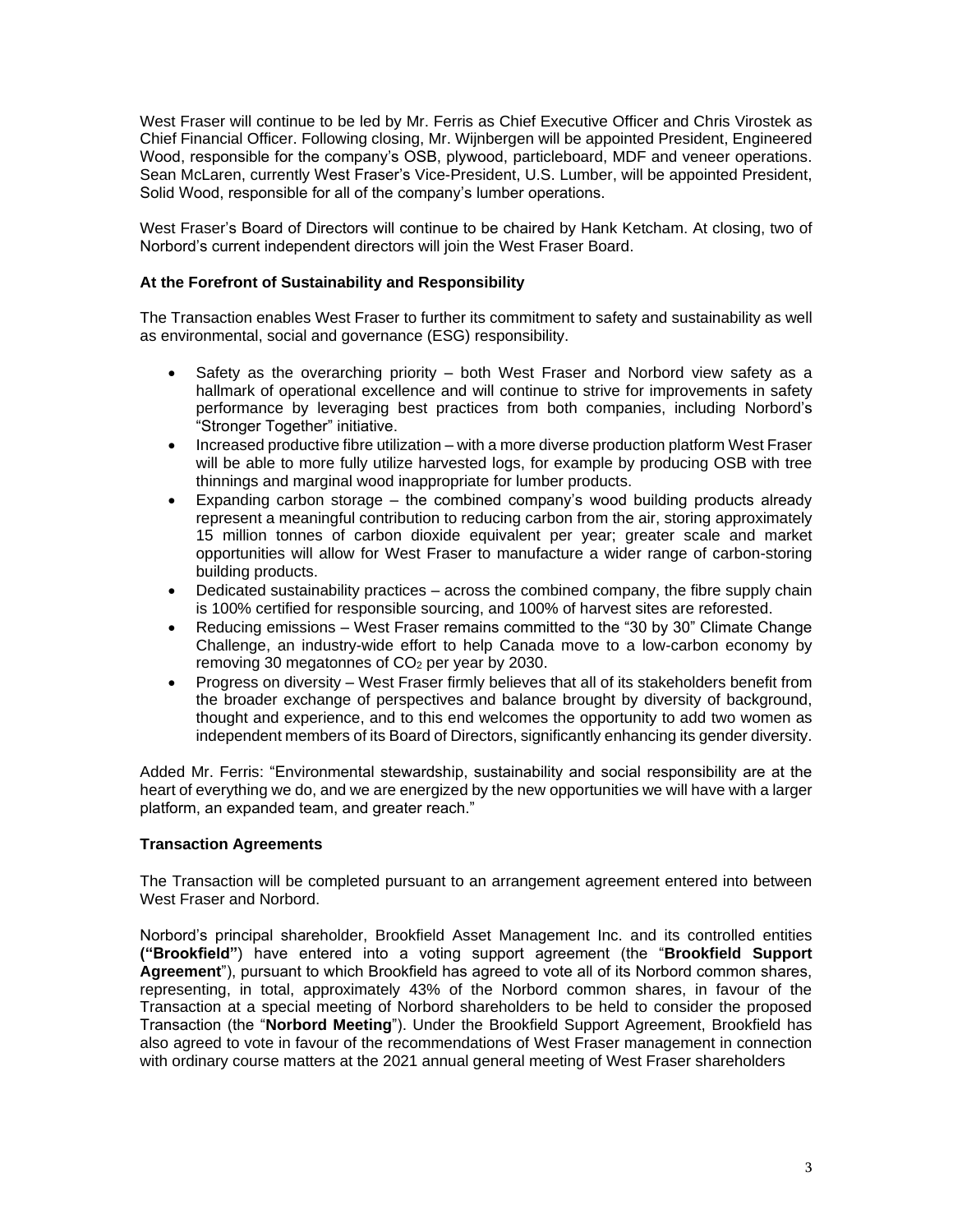West Fraser will continue to be led by Mr. Ferris as Chief Executive Officer and Chris Virostek as Chief Financial Officer. Following closing, Mr. Wijnbergen will be appointed President, Engineered Wood, responsible for the company's OSB, plywood, particleboard, MDF and veneer operations. Sean McLaren, currently West Fraser's Vice-President, U.S. Lumber, will be appointed President, Solid Wood, responsible for all of the company's lumber operations.

West Fraser's Board of Directors will continue to be chaired by Hank Ketcham. At closing, two of Norbord's current independent directors will join the West Fraser Board.

**At the Forefront of Sustainability and Responsibility**

The Transaction enables West Fraser to further its commitment to safety and sustainability as well as environmental, social and governance (ESG) responsibility.

- Safety as the overarching priority – both West Fraser and Norbord view safety as a hallmark of operational excellence and will continue to strive for improvements in safety performance by leveraging best practices from both companies, including Norbord's "Stronger Together" initiative.
- Increased productive fibre utilization – with a more diverse production platform West Fraser will be able to more fully utilize harvested logs, for example by producing OSB with tree thinnings and marginal wood inappropriate for lumber products.
- Expanding carbon storage – the combined company's wood building products already represent a meaningful contribution to reducing carbon from the air, storing approximately 15 million tonnes of carbon dioxide equivalent per year; greater scale and market opportunities will allow for West Fraser to manufacture a wider range of carbon-storing building products.
- Dedicated sustainability practices – across the combined company, the fibre supply chain is 100% certified for responsible sourcing, and 100% of harvest sites are reforested.
- Reducing emissions – West Fraser remains committed to the "30 by 30" Climate Change Challenge, an industry-wide effort to help Canada move to a low-carbon economy by removing 30 megatonnes of $CO_2$ per year by 2030.
- Progress on diversity – West Fraser firmly believes that all of its stakeholders benefit from the broader exchange of perspectives and balance brought by diversity of background, thought and experience, and to this end welcomes the opportunity to add two women as independent members of its Board of Directors, significantly enhancing its gender diversity.

Added Mr. Ferris: "Environmental stewardship, sustainability and social responsibility are at the heart of everything we do, and we are energized by the new opportunities we will have with a larger platform, an expanded team, and greater reach."

**Transaction Agreements**

The Transaction will be completed pursuant to an arrangement agreement entered into between West Fraser and Norbord.

Norbord's principal shareholder, Brookfield Asset Management Inc. and its controlled entities **("Brookfield"**) have entered into a voting support agreement (the "**Brookfield Support Agreement**"), pursuant to which Brookfield has agreed to vote all of its Norbord common shares, representing, in total, approximately 43% of the Norbord common shares, in favour of the Transaction at a special meeting of Norbord shareholders to be held to consider the proposed Transaction (the "**Norbord Meeting**"). Under the Brookfield Support Agreement, Brookfield has also agreed to vote in favour of the recommendations of West Fraser management in connection with ordinary course matters at the 2021 annual general meeting of West Fraser shareholders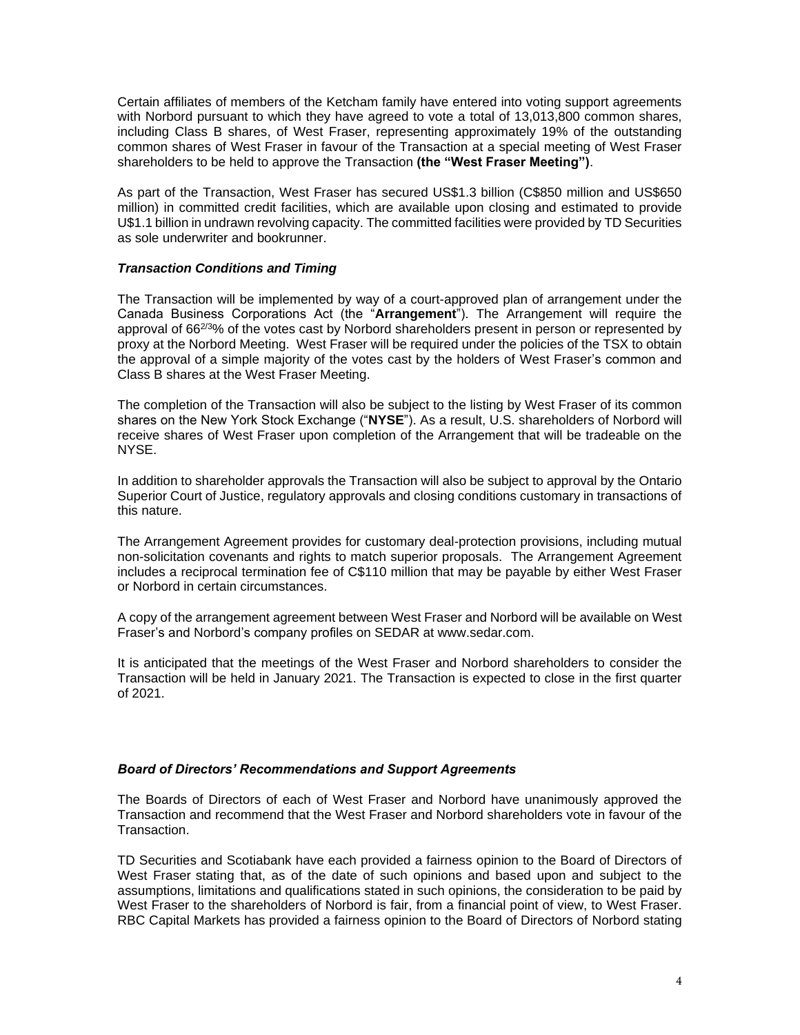Certain affiliates of members of the Ketcham family have entered into voting support agreements with Norbord pursuant to which they have agreed to vote a total of 13,013,800 common shares, including Class B shares, of West Fraser, representing approximately 19% of the outstanding common shares of West Fraser in favour of the Transaction at a special meeting of West Fraser shareholders to be held to approve the Transaction **(the "West Fraser Meeting")**.

As part of the Transaction, West Fraser has secured US$1.3 billion (C$850 million and US$650 million) in committed credit facilities, which are available upon closing and estimated to provide U$1.1 billion in undrawn revolving capacity. The committed facilities were provided by TD Securities as sole underwriter and bookrunner.

***Transaction Conditions and Timing***

The Transaction will be implemented by way of a court-approved plan of arrangement under the Canada Business Corporations Act (the "**Arrangement**"). The Arrangement will require the approval of $66^{2/3}$% of the votes cast by Norbord shareholders present in person or represented by proxy at the Norbord Meeting. West Fraser will be required under the policies of the TSX to obtain the approval of a simple majority of the votes cast by the holders of West Fraser's common and Class B shares at the West Fraser Meeting.

The completion of the Transaction will also be subject to the listing by West Fraser of its common shares on the New York Stock Exchange ("**NYSE**"). As a result, U.S. shareholders of Norbord will receive shares of West Fraser upon completion of the Arrangement that will be tradeable on the NYSE.

In addition to shareholder approvals the Transaction will also be subject to approval by the Ontario Superior Court of Justice, regulatory approvals and closing conditions customary in transactions of this nature.

The Arrangement Agreement provides for customary deal-protection provisions, including mutual non-solicitation covenants and rights to match superior proposals. The Arrangement Agreement includes a reciprocal termination fee of C$110 million that may be payable by either West Fraser or Norbord in certain circumstances.

A copy of the arrangement agreement between West Fraser and Norbord will be available on West Fraser's and Norbord's company profiles on SEDAR at www.sedar.com.

It is anticipated that the meetings of the West Fraser and Norbord shareholders to consider the Transaction will be held in January 2021. The Transaction is expected to close in the first quarter of 2021.

***Board of Directors' Recommendations and Support Agreements***

The Boards of Directors of each of West Fraser and Norbord have unanimously approved the Transaction and recommend that the West Fraser and Norbord shareholders vote in favour of the Transaction.

TD Securities and Scotiabank have each provided a fairness opinion to the Board of Directors of West Fraser stating that, as of the date of such opinions and based upon and subject to the assumptions, limitations and qualifications stated in such opinions, the consideration to be paid by West Fraser to the shareholders of Norbord is fair, from a financial point of view, to West Fraser. RBC Capital Markets has provided a fairness opinion to the Board of Directors of Norbord stating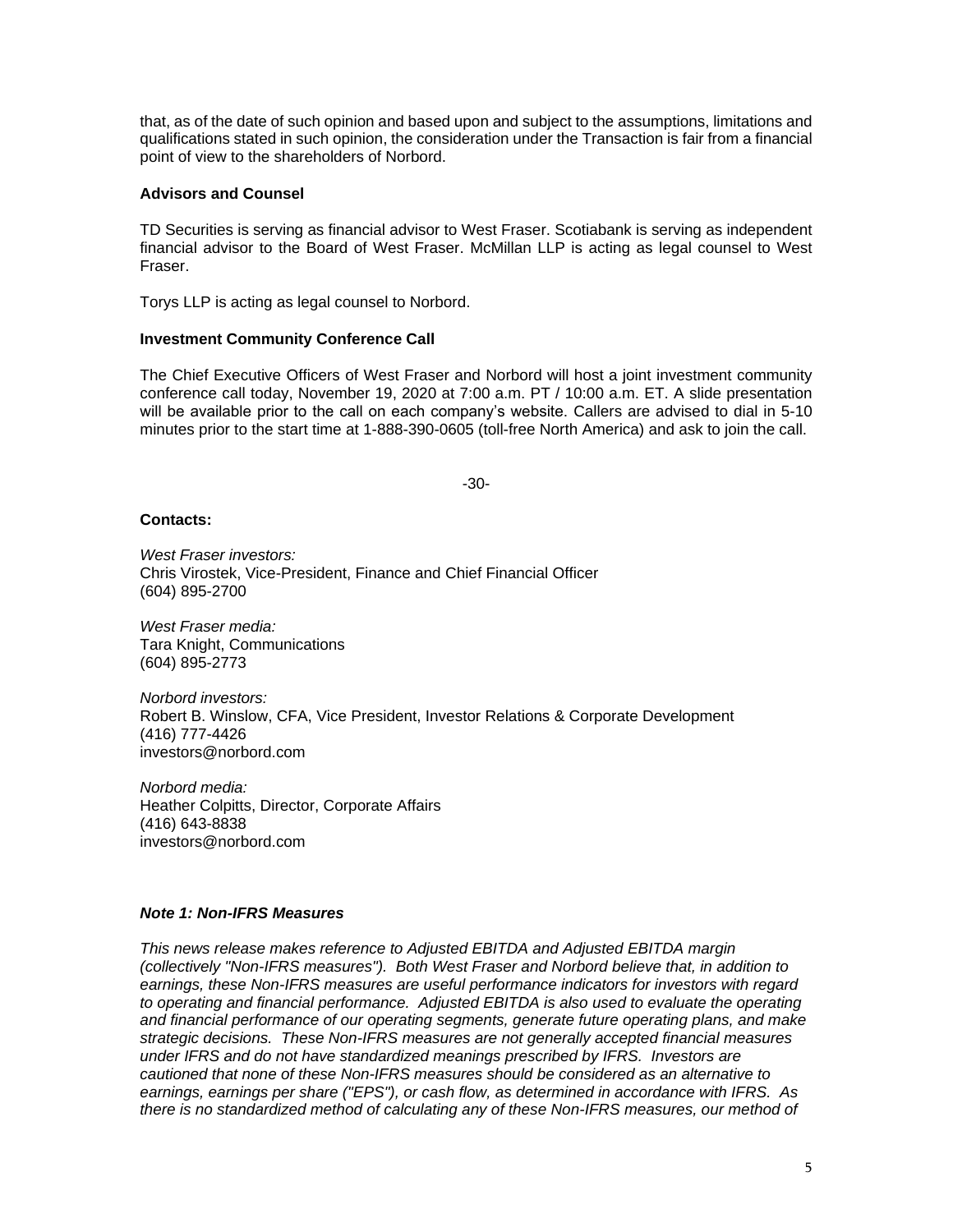that, as of the date of such opinion and based upon and subject to the assumptions, limitations and qualifications stated in such opinion, the consideration under the Transaction is fair from a financial point of view to the shareholders of Norbord.

**Advisors and Counsel**

TD Securities is serving as financial advisor to West Fraser. Scotiabank is serving as independent financial advisor to the Board of West Fraser. McMillan LLP is acting as legal counsel to West Fraser.

Torys LLP is acting as legal counsel to Norbord.

**Investment Community Conference Call**

The Chief Executive Officers of West Fraser and Norbord will host a joint investment community conference call today, November 19, 2020 at 7:00 a.m. PT / 10:00 a.m. ET. A slide presentation will be available prior to the call on each company's website. Callers are advised to dial in 5-10 minutes prior to the start time at 1-888-390-0605 (toll-free North America) and ask to join the call.

-30-

**Contacts:**

*West Fraser investors:*
Chris Virostek, Vice-President, Finance and Chief Financial Officer
(604) 895-2700

*West Fraser media:*
Tara Knight, Communications
(604) 895-2773

*Norbord investors:*
Robert B. Winslow, CFA, Vice President, Investor Relations & Corporate Development
(416) 777-4426
investors@norbord.com

*Norbord media:*
Heather Colpitts, Director, Corporate Affairs
(416) 643-8838
investors@norbord.com

***Note 1: Non-IFRS Measures***

*This news release makes reference to Adjusted EBITDA and Adjusted EBITDA margin (collectively "Non-IFRS measures"). Both West Fraser and Norbord believe that, in addition to earnings, these Non-IFRS measures are useful performance indicators for investors with regard to operating and financial performance. Adjusted EBITDA is also used to evaluate the operating and financial performance of our operating segments, generate future operating plans, and make strategic decisions. These Non-IFRS measures are not generally accepted financial measures under IFRS and do not have standardized meanings prescribed by IFRS. Investors are cautioned that none of these Non-IFRS measures should be considered as an alternative to earnings, earnings per share ("EPS"), or cash flow, as determined in accordance with IFRS. As there is no standardized method of calculating any of these Non-IFRS measures, our method of*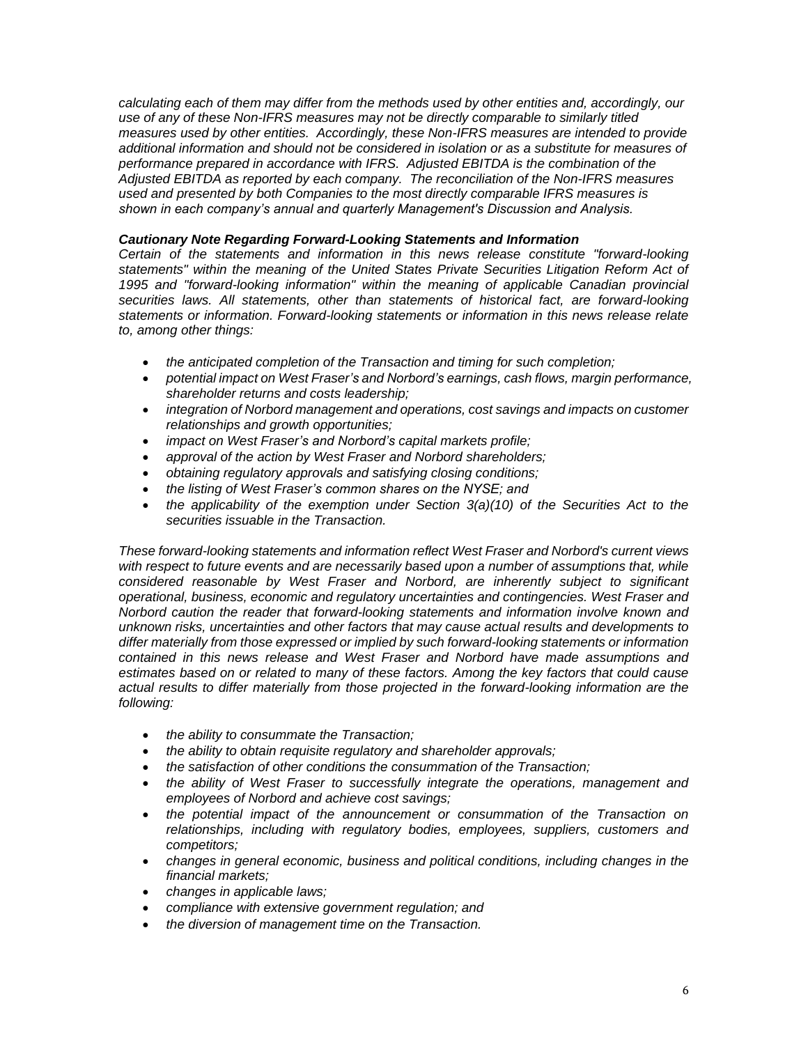*calculating each of them may differ from the methods used by other entities and, accordingly, our use of any of these Non-IFRS measures may not be directly comparable to similarly titled measures used by other entities. Accordingly, these Non-IFRS measures are intended to provide additional information and should not be considered in isolation or as a substitute for measures of performance prepared in accordance with IFRS. Adjusted EBITDA is the combination of the Adjusted EBITDA as reported by each company. The reconciliation of the Non-IFRS measures used and presented by both Companies to the most directly comparable IFRS measures is shown in each company's annual and quarterly Management's Discussion and Analysis.*

***Cautionary Note Regarding Forward-Looking Statements and Information***

*Certain of the statements and information in this news release constitute "forward-looking statements" within the meaning of the United States Private Securities Litigation Reform Act of 1995 and "forward-looking information" within the meaning of applicable Canadian provincial securities laws. All statements, other than statements of historical fact, are forward-looking statements or information. Forward-looking statements or information in this news release relate to, among other things:*

- *the anticipated completion of the Transaction and timing for such completion;*
- *potential impact on West Fraser's and Norbord's earnings, cash flows, margin performance, shareholder returns and costs leadership;*
- *integration of Norbord management and operations, cost savings and impacts on customer relationships and growth opportunities;*
- *impact on West Fraser's and Norbord's capital markets profile;*
- *approval of the action by West Fraser and Norbord shareholders;*
- *obtaining regulatory approvals and satisfying closing conditions;*
- *the listing of West Fraser's common shares on the NYSE; and*
- *the applicability of the exemption under Section 3(a)(10) of the Securities Act to the securities issuable in the Transaction.*

*These forward-looking statements and information reflect West Fraser and Norbord's current views with respect to future events and are necessarily based upon a number of assumptions that, while considered reasonable by West Fraser and Norbord, are inherently subject to significant operational, business, economic and regulatory uncertainties and contingencies. West Fraser and Norbord caution the reader that forward-looking statements and information involve known and unknown risks, uncertainties and other factors that may cause actual results and developments to differ materially from those expressed or implied by such forward-looking statements or information contained in this news release and West Fraser and Norbord have made assumptions and estimates based on or related to many of these factors. Among the key factors that could cause actual results to differ materially from those projected in the forward-looking information are the following:*

- *the ability to consummate the Transaction;*
- *the ability to obtain requisite regulatory and shareholder approvals;*
- *the satisfaction of other conditions the consummation of the Transaction;*
- *the ability of West Fraser to successfully integrate the operations, management and employees of Norbord and achieve cost savings;*
- *the potential impact of the announcement or consummation of the Transaction on relationships, including with regulatory bodies, employees, suppliers, customers and competitors;*
- *changes in general economic, business and political conditions, including changes in the financial markets;*
- *changes in applicable laws;*
- *compliance with extensive government regulation; and*
- *the diversion of management time on the Transaction.*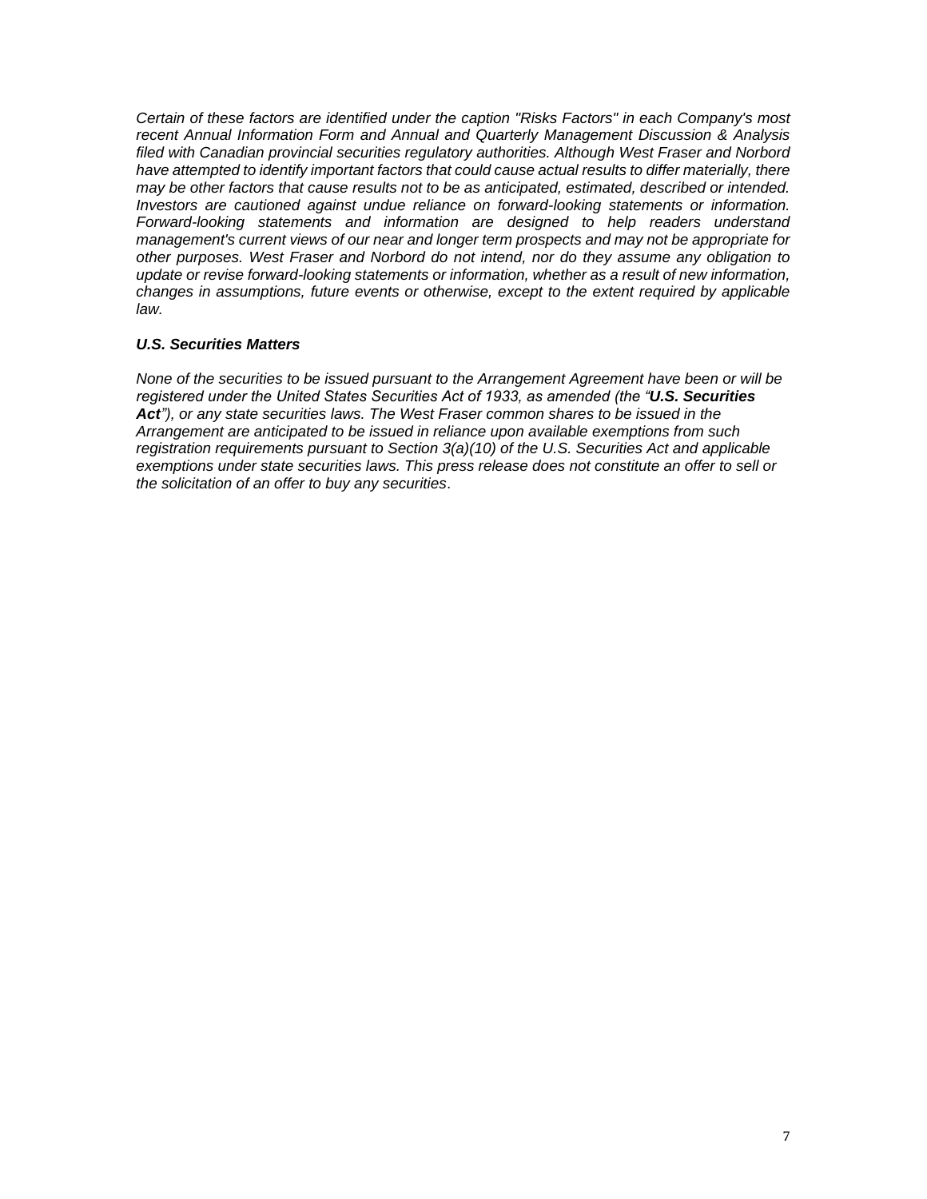*Certain of these factors are identified under the caption "Risks Factors" in each Company's most recent Annual Information Form and Annual and Quarterly Management Discussion & Analysis filed with Canadian provincial securities regulatory authorities. Although West Fraser and Norbord have attempted to identify important factors that could cause actual results to differ materially, there may be other factors that cause results not to be as anticipated, estimated, described or intended. Investors are cautioned against undue reliance on forward-looking statements or information. Forward-looking statements and information are designed to help readers understand management's current views of our near and longer term prospects and may not be appropriate for other purposes. West Fraser and Norbord do not intend, nor do they assume any obligation to update or revise forward-looking statements or information, whether as a result of new information, changes in assumptions, future events or otherwise, except to the extent required by applicable law.*

***U.S. Securities Matters***

*None of the securities to be issued pursuant to the Arrangement Agreement have been or will be registered under the United States Securities Act of 1933, as amended (the "**U.S. Securities Act**"), or any state securities laws. The West Fraser common shares to be issued in the Arrangement are anticipated to be issued in reliance upon available exemptions from such registration requirements pursuant to Section 3(a)(10) of the U.S. Securities Act and applicable exemptions under state securities laws. This press release does not constitute an offer to sell or the solicitation of an offer to buy any securities*.